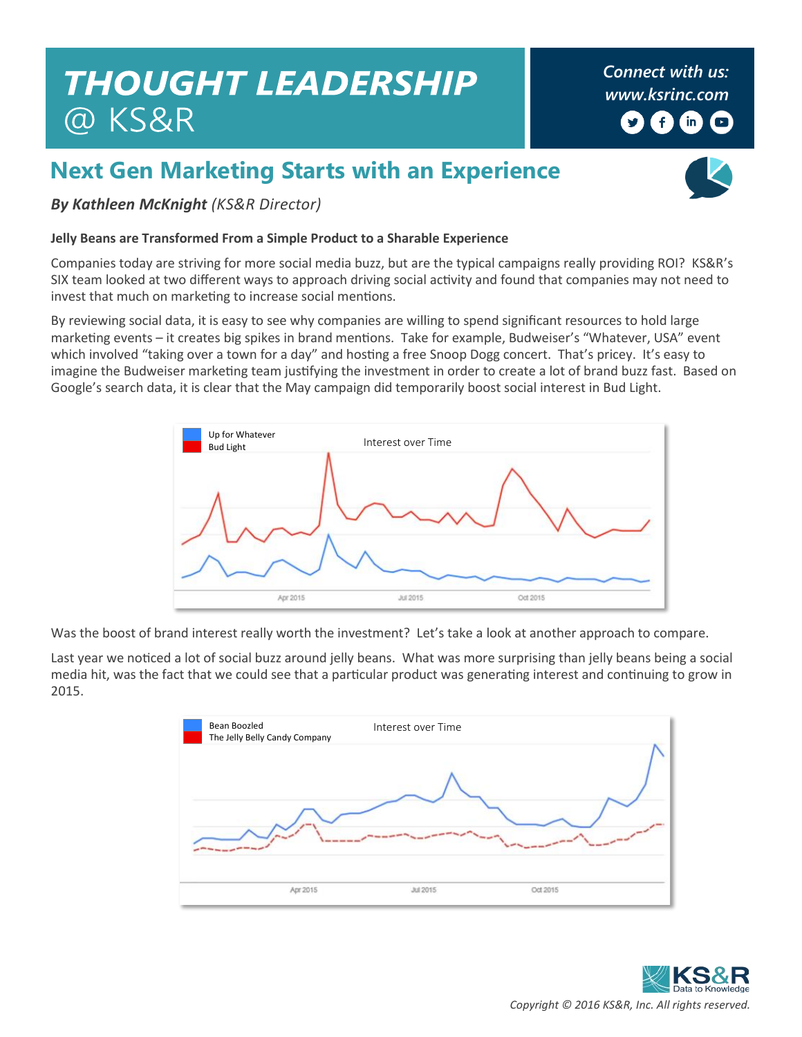# THOUGHT LEADERSHIP @ KS&R

*Connect with us:*
*www.ksrinc.com*

## Next Gen Marketing Starts with an Experience

***By Kathleen McKnight** (KS&R Director)*

**Jelly Beans are Transformed From a Simple Product to a Sharable Experience**

Companies today are striving for more social media buzz, but are the typical campaigns really providing ROI? KS&R's SIX team looked at two different ways to approach driving social activity and found that companies may not need to invest that much on marketing to increase social mentions.

By reviewing social data, it is easy to see why companies are willing to spend significant resources to hold large marketing events – it creates big spikes in brand mentions. Take for example, Budweiser's "Whatever, USA" event which involved "taking over a town for a day" and hosting a free Snoop Dogg concert. That's pricey. It's easy to imagine the Budweiser marketing team justifying the investment in order to create a lot of brand buzz fast. Based on Google's search data, it is clear that the May campaign did temporarily boost social interest in Bud Light.

Up for Whatever
Bud Light
Interest over Time
Apr 2015 Jul 2015 Oct 2015

Was the boost of brand interest really worth the investment? Let's take a look at another approach to compare.

Last year we noticed a lot of social buzz around jelly beans. What was more surprising than jelly beans being a social media hit, was the fact that we could see that a particular product was generating interest and continuing to grow in 2015.

Bean Boozled
The Jelly Belly Candy Company
Interest over Time
Apr 2015 Jul 2015 Oct 2015

*Copyright © 2016 KS&R, Inc. All rights reserved.*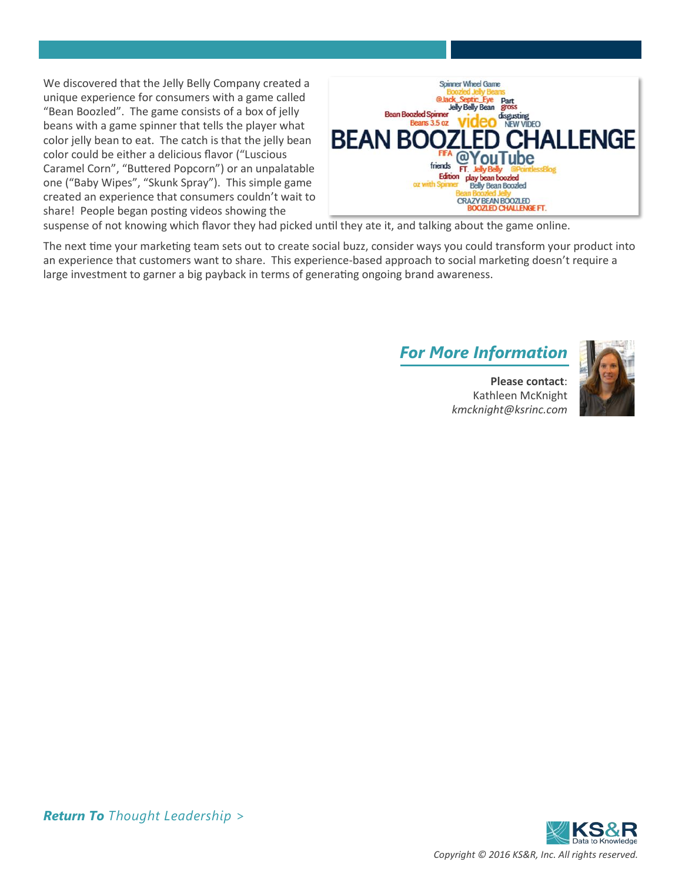We discovered that the Jelly Belly Company created a unique experience for consumers with a game called "Bean Boozled". The game consists of a box of jelly beans with a game spinner that tells the player what color jelly bean to eat. The catch is that the jelly bean color could be either a delicious flavor ("Luscious Caramel Corn", "Buttered Popcorn") or an unpalatable one ("Baby Wipes", "Skunk Spray"). This simple game created an experience that consumers couldn't wait to share! People began posting videos showing the suspense of not knowing which flavor they had picked until they ate it, and talking about the game online.

The next time your marketing team sets out to create social buzz, consider ways you could transform your product into an experience that customers want to share. This experience-based approach to social marketing doesn't require a large investment to garner a big payback in terms of generating ongoing brand awareness.

## *For More Information*

**Please contact**:
Kathleen McKnight
*kmcknight@ksrinc.com*

***Return To*** *Thought Leadership >*

*Copyright © 2016 KS&R, Inc. All rights reserved.*